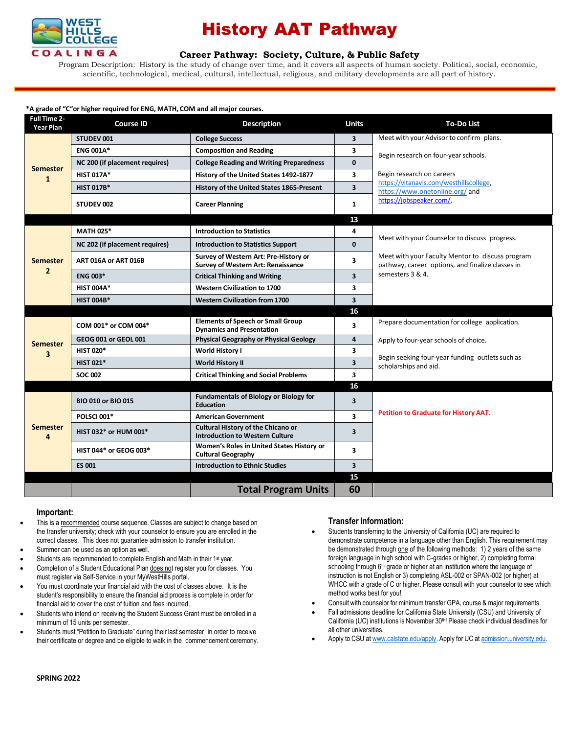WEST HILLS COLLEGE COALINGA

# History AAT Pathway

### Career Pathway: Society, Culture, & Public Safety

Program Description: History is the study of change over time, and it covers all aspects of human society. Political, social, economic, scientific, technological, medical, cultural, intellectual, religious, and military developments are all part of history.

**\*A grade of "C"or higher required for ENG, MATH, COM and all major courses.**

| Full Time 2-Year Plan | Course ID | Description | Units | To-Do List |
|---|---|---|---|---|
| Semester 1 | STUDEV 001 | College Success | 3 | Meet with your Advisor to confirm plans. |
| | ENG 001A* | Composition and Reading | 3 | Begin research on four-year schools. |
| | NC 200 (if placement requires) | College Reading and Writing Preparedness | 0 | |
| | HIST 017A* | History of the United States 1492-1877 | 3 | Begin research on careers https://vitanavis.com/westhillscollege, https://www.onetonline.org/ and https://jobspeaker.com/. |
| | HIST 017B* | History of the United States 1865-Present | 3 | |
| | STUDEV 002 | Career Planning | 1 | |
| | | | 13 | |
| Semester 2 | MATH 025* | Introduction to Statistics | 4 | Meet with your Counselor to discuss progress. |
| | NC 202 (if placement requires) | Introduction to Statistics Support | 0 | |
| | ART 016A or ART 016B | Survey of Western Art: Pre-History or Survey of Western Art: Renaissance | 3 | Meet with your Faculty Mentor to discuss program pathway, career options, and finalize classes in semesters 3 & 4. |
| | ENG 003* | Critical Thinking and Writing | 3 | |
| | HIST 004A* | Western Civilization to 1700 | 3 | |
| | HIST 004B* | Western Civilization from 1700 | 3 | |
| | | | 16 | |
| Semester 3 | COM 001* or COM 004* | Elements of Speech or Small Group Dynamics and Presentation | 3 | Prepare documentation for college application. |
| | GEOG 001 or GEOL 001 | Physical Geography or Physical Geology | 4 | Apply to four-year schools of choice. |
| | HIST 020* | World History I | 3 | Begin seeking four-year funding outlets such as scholarships and aid. |
| | HIST 021* | World History II | 3 | |
| | SOC 002 | Critical Thinking and Social Problems | 3 | |
| | | | 16 | |
| Semester 4 | BIO 010 or BIO 015 | Fundamentals of Biology or Biology for Education | 3 | **Petition to Graduate for History AAT**. |
| | POLSCI 001* | American Government | 3 | |
| | HIST 032* or HUM 001* | Cultural History of the Chicano or Introduction to Western Culture | 3 | |
| | HIST 044* or GEOG 003* | Women's Roles in United States History or Cultural Geography | 3 | |
| | ES 001 | Introduction to Ethnic Studies | 3 | |
| | | | 15 | |
| | | **Total Program Units** | **60** | |

### Important:

- This is a recommended course sequence. Classes are subject to change based on the transfer university; check with your counselor to ensure you are enrolled in the correct classes. This does not guarantee admission to transfer institution.
- Summer can be used as an option as well.
- Students are recommended to complete English and Math in their 1st year.
- Completion of a Student Educational Plan does not register you for classes. You must register via Self-Service in your MyWestHills portal.
- You must coordinate your financial aid with the cost of classes above. It is the student's responsibility to ensure the financial aid process is complete in order for financial aid to cover the cost of tuition and fees incurred.
- Students who intend on receiving the Student Success Grant must be enrolled in a minimum of 15 units per semester.
- Students must "Petition to Graduate" during their last semester in order to receive their certificate or degree and be eligible to walk in the commencement ceremony.

### Transfer Information:

- Students transferring to the University of California (UC) are required to demonstrate competence in a language other than English. This requirement may be demonstrated through one of the following methods: 1) 2 years of the same foreign language in high school with C-grades or higher, 2) completing formal schooling through 6th grade or higher at an institution where the language of instruction is not English or 3) completing ASL-002 or SPAN-002 (or higher) at WHCC with a grade of C or higher. Please consult with your counselor to see which method works best for you!
- Consult with counselor for minimum transfer GPA, course & major requirements.
- Fall admissions deadline for California State University (CSU) and University of California (UC) institutions is November 30th! Please check individual deadlines for all other universities.
- Apply to CSU at www.calstate.edu/apply. Apply for UC at admission.university.edu.

**SPRING 2022**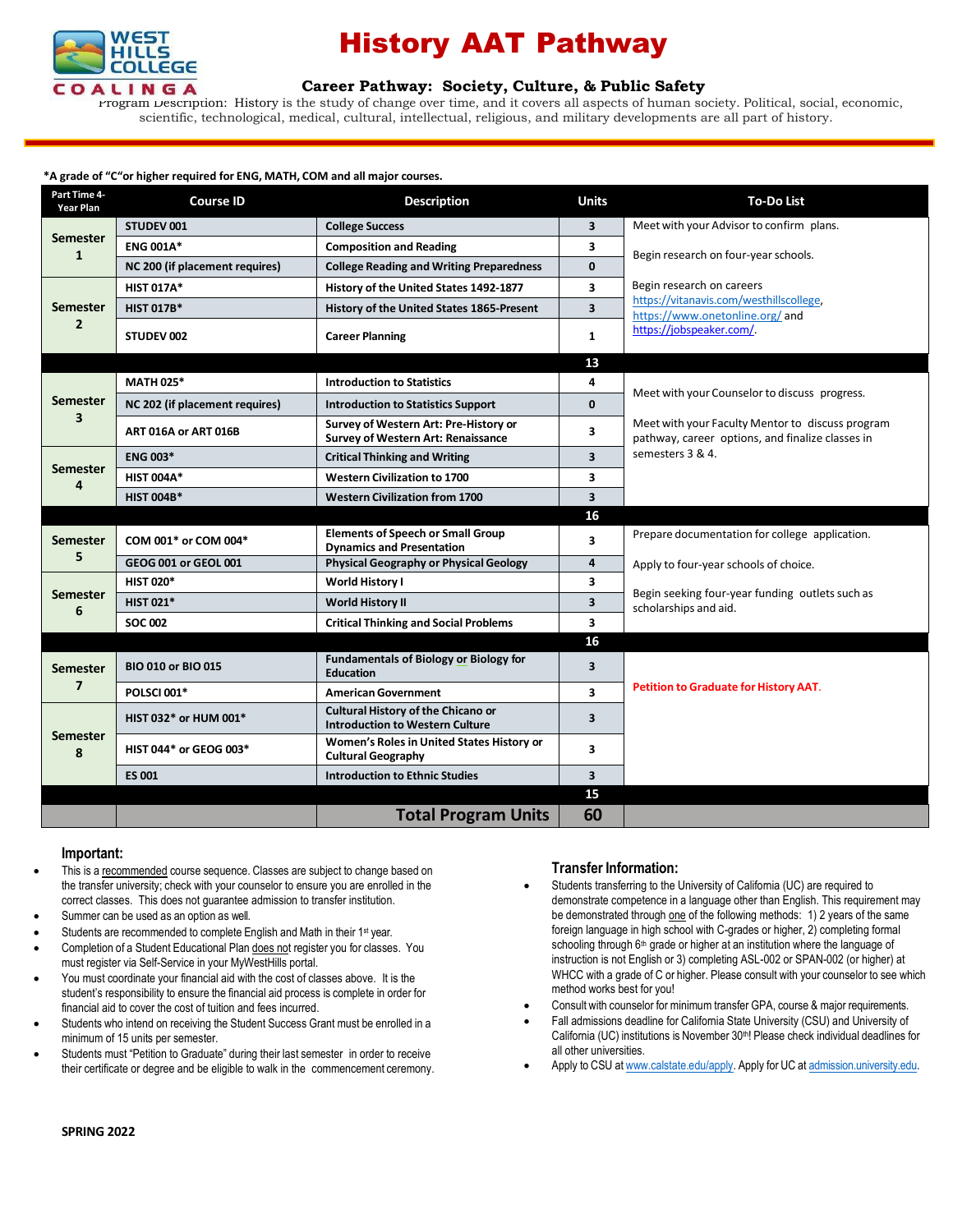# History AAT Pathway

### Career Pathway: Society, Culture, & Public Safety

Program Description: History is the study of change over time, and it covers all aspects of human society. Political, social, economic, scientific, technological, medical, cultural, intellectual, religious, and military developments are all part of history.

**\*A grade of "C"or higher required for ENG, MATH, COM and all major courses.**

| Part Time 4-Year Plan | Course ID | Description | Units | To-Do List |
|---|---|---|---|---|
| Semester 1 | STUDEV 001 | College Success | 3 | Meet with your Advisor to confirm plans. Begin research on four-year schools. |
| | ENG 001A* | Composition and Reading | 3 | |
| | NC 200 (if placement requires) | College Reading and Writing Preparedness | 0 | |
| Semester 2 | HIST 017A* | History of the United States 1492-1877 | 3 | Begin research on careers https://vitanavis.com/westhillscollege, https://www.onetonline.org/ and https://jobspeaker.com/. |
| | HIST 017B* | History of the United States 1865-Present | 3 | |
| | STUDEV 002 | Career Planning | 1 | |
| | | | 13 | |
| Semester 3 | MATH 025* | Introduction to Statistics | 4 | Meet with your Counselor to discuss progress. Meet with your Faculty Mentor to discuss program pathway, career options, and finalize classes in semesters 3 & 4. |
| | NC 202 (if placement requires) | Introduction to Statistics Support | 0 | |
| | ART 016A or ART 016B | Survey of Western Art: Pre-History or Survey of Western Art: Renaissance | 3 | |
| Semester 4 | ENG 003* | Critical Thinking and Writing | 3 | |
| | HIST 004A* | Western Civilization to 1700 | 3 | |
| | HIST 004B* | Western Civilization from 1700 | 3 | |
| | | | 16 | |
| Semester 5 | COM 001* or COM 004* | Elements of Speech or Small Group Dynamics and Presentation | 3 | Prepare documentation for college application. Apply to four-year schools of choice. Begin seeking four-year funding outlets such as scholarships and aid. |
| | GEOG 001 or GEOL 001 | Physical Geography or Physical Geology | 4 | |
| Semester 6 | HIST 020* | World History I | 3 | |
| | HIST 021* | World History II | 3 | |
| | SOC 002 | Critical Thinking and Social Problems | 3 | |
| | | | 16 | |
| Semester 7 | BIO 010 or BIO 015 | Fundamentals of Biology or Biology for Education | 3 | Petition to Graduate for History AAT. |
| | POLSCI 001* | American Government | 3 | |
| Semester 8 | HIST 032* or HUM 001* | Cultural History of the Chicano or Introduction to Western Culture | 3 | |
| | HIST 044* or GEOG 003* | Women's Roles in United States History or Cultural Geography | 3 | |
| | ES 001 | Introduction to Ethnic Studies | 3 | |
| | | | 15 | |
| | | **Total Program Units** | **60** | |

### Important:

- This is a recommended course sequence. Classes are subject to change based on the transfer university; check with your counselor to ensure you are enrolled in the correct classes. This does not guarantee admission to transfer institution.
- Summer can be used as an option as well.
- Students are recommended to complete English and Math in their 1st year.
- Completion of a Student Educational Plan does not register you for classes. You must register via Self-Service in your MyWestHills portal.
- You must coordinate your financial aid with the cost of classes above. It is the student's responsibility to ensure the financial aid process is complete in order for financial aid to cover the cost of tuition and fees incurred.
- Students who intend on receiving the Student Success Grant must be enrolled in a minimum of 15 units per semester.
- Students must "Petition to Graduate" during their last semester in order to receive their certificate or degree and be eligible to walk in the commencement ceremony.

### Transfer Information:

- Students transferring to the University of California (UC) are required to demonstrate competence in a language other than English. This requirement may be demonstrated through one of the following methods: 1) 2 years of the same foreign language in high school with C-grades or higher, 2) completing formal schooling through 6th grade or higher at an institution where the language of instruction is not English or 3) completing ASL-002 or SPAN-002 (or higher) at WHCC with a grade of C or higher. Please consult with your counselor to see which method works best for you!
- Consult with counselor for minimum transfer GPA, course & major requirements.
- Fall admissions deadline for California State University (CSU) and University of California (UC) institutions is November 30th! Please check individual deadlines for all other universities.
- Apply to CSU at www.calstate.edu/apply. Apply for UC at admission.university.edu.

**SPRING 2022**